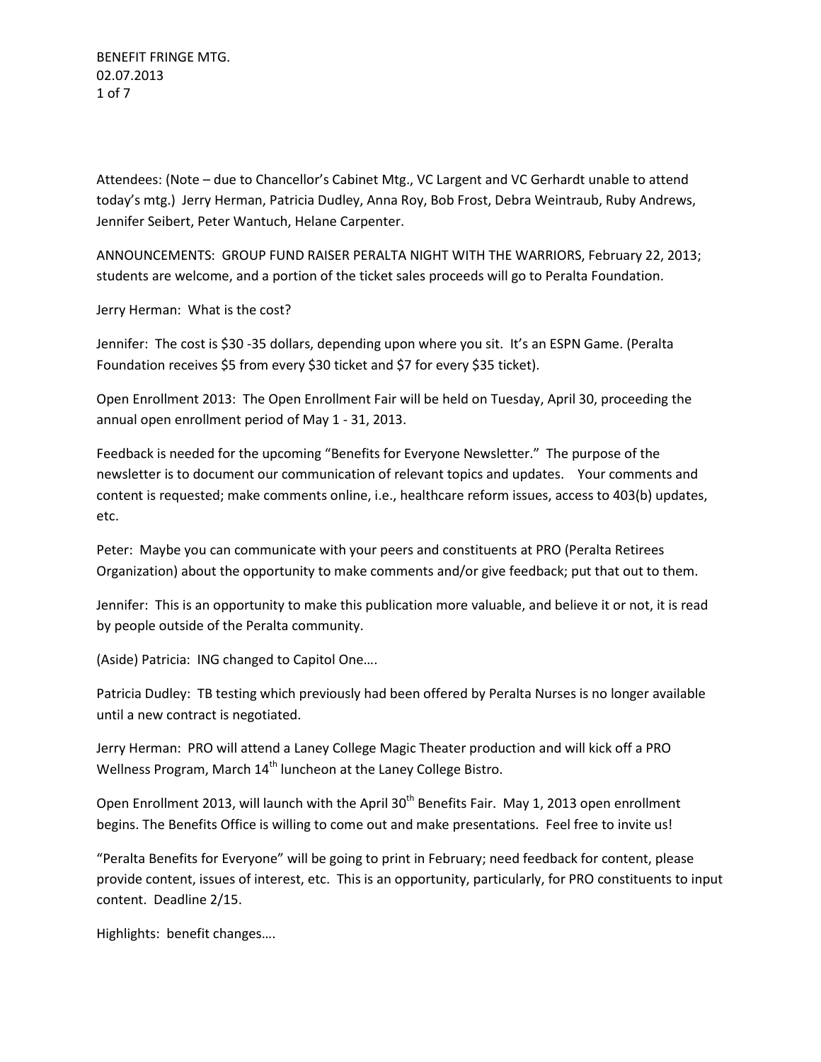BENEFIT FRINGE MTG.
02.07.2013

Attendees: (Note – due to Chancellor's Cabinet Mtg., VC Largent and VC Gerhardt unable to attend today's mtg.) Jerry Herman, Patricia Dudley, Anna Roy, Bob Frost, Debra Weintraub, Ruby Andrews, Jennifer Seibert, Peter Wantuch, Helane Carpenter.

ANNOUNCEMENTS: GROUP FUND RAISER PERALTA NIGHT WITH THE WARRIORS, February 22, 2013; students are welcome, and a portion of the ticket sales proceeds will go to Peralta Foundation.

Jerry Herman: What is the cost?

Jennifer: The cost is $30 -35 dollars, depending upon where you sit. It's an ESPN Game. (Peralta Foundation receives $5 from every $30 ticket and $7 for every $35 ticket).

Open Enrollment 2013: The Open Enrollment Fair will be held on Tuesday, April 30, proceeding the annual open enrollment period of May 1 - 31, 2013.

Feedback is needed for the upcoming "Benefits for Everyone Newsletter." The purpose of the newsletter is to document our communication of relevant topics and updates. Your comments and content is requested; make comments online, i.e., healthcare reform issues, access to 403(b) updates, etc.

Peter: Maybe you can communicate with your peers and constituents at PRO (Peralta Retirees Organization) about the opportunity to make comments and/or give feedback; put that out to them.

Jennifer: This is an opportunity to make this publication more valuable, and believe it or not, it is read by people outside of the Peralta community.

(Aside) Patricia: ING changed to Capitol One….

Patricia Dudley: TB testing which previously had been offered by Peralta Nurses is no longer available until a new contract is negotiated.

Jerry Herman: PRO will attend a Laney College Magic Theater production and will kick off a PRO Wellness Program, March 14th luncheon at the Laney College Bistro.

Open Enrollment 2013, will launch with the April 30th Benefits Fair. May 1, 2013 open enrollment begins. The Benefits Office is willing to come out and make presentations. Feel free to invite us!

"Peralta Benefits for Everyone" will be going to print in February; need feedback for content, please provide content, issues of interest, etc. This is an opportunity, particularly, for PRO constituents to input content. Deadline 2/15.

Highlights: benefit changes….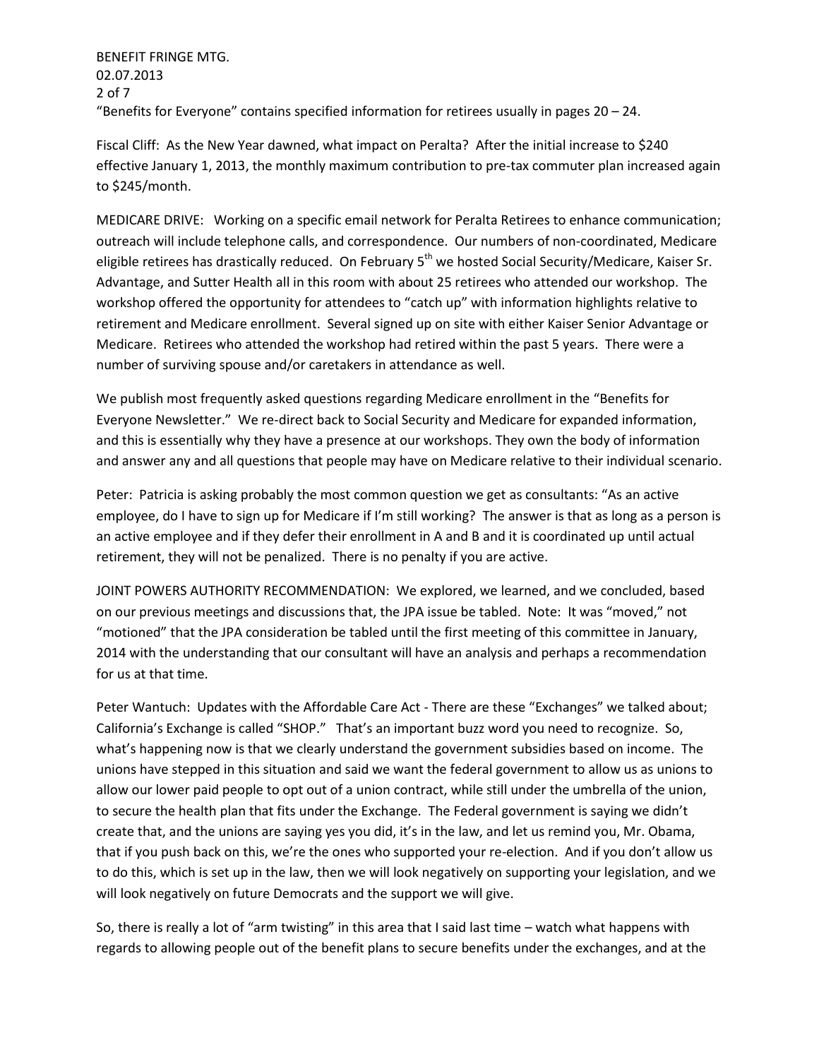"Benefits for Everyone" contains specified information for retirees usually in pages 20 – 24.

Fiscal Cliff: As the New Year dawned, what impact on Peralta? After the initial increase to $240 effective January 1, 2013, the monthly maximum contribution to pre-tax commuter plan increased again to $245/month.

MEDICARE DRIVE: Working on a specific email network for Peralta Retirees to enhance communication; outreach will include telephone calls, and correspondence. Our numbers of non-coordinated, Medicare eligible retirees has drastically reduced. On February 5th we hosted Social Security/Medicare, Kaiser Sr. Advantage, and Sutter Health all in this room with about 25 retirees who attended our workshop. The workshop offered the opportunity for attendees to "catch up" with information highlights relative to retirement and Medicare enrollment. Several signed up on site with either Kaiser Senior Advantage or Medicare. Retirees who attended the workshop had retired within the past 5 years. There were a number of surviving spouse and/or caretakers in attendance as well.

We publish most frequently asked questions regarding Medicare enrollment in the "Benefits for Everyone Newsletter." We re-direct back to Social Security and Medicare for expanded information, and this is essentially why they have a presence at our workshops. They own the body of information and answer any and all questions that people may have on Medicare relative to their individual scenario.

Peter: Patricia is asking probably the most common question we get as consultants: "As an active employee, do I have to sign up for Medicare if I'm still working? The answer is that as long as a person is an active employee and if they defer their enrollment in A and B and it is coordinated up until actual retirement, they will not be penalized. There is no penalty if you are active.

JOINT POWERS AUTHORITY RECOMMENDATION: We explored, we learned, and we concluded, based on our previous meetings and discussions that, the JPA issue be tabled. Note: It was "moved," not "motioned" that the JPA consideration be tabled until the first meeting of this committee in January, 2014 with the understanding that our consultant will have an analysis and perhaps a recommendation for us at that time.

Peter Wantuch: Updates with the Affordable Care Act - There are these "Exchanges" we talked about; California's Exchange is called "SHOP." That's an important buzz word you need to recognize. So, what's happening now is that we clearly understand the government subsidies based on income. The unions have stepped in this situation and said we want the federal government to allow us as unions to allow our lower paid people to opt out of a union contract, while still under the umbrella of the union, to secure the health plan that fits under the Exchange. The Federal government is saying we didn't create that, and the unions are saying yes you did, it's in the law, and let us remind you, Mr. Obama, that if you push back on this, we're the ones who supported your re-election. And if you don't allow us to do this, which is set up in the law, then we will look negatively on supporting your legislation, and we will look negatively on future Democrats and the support we will give.

So, there is really a lot of "arm twisting" in this area that I said last time – watch what happens with regards to allowing people out of the benefit plans to secure benefits under the exchanges, and at the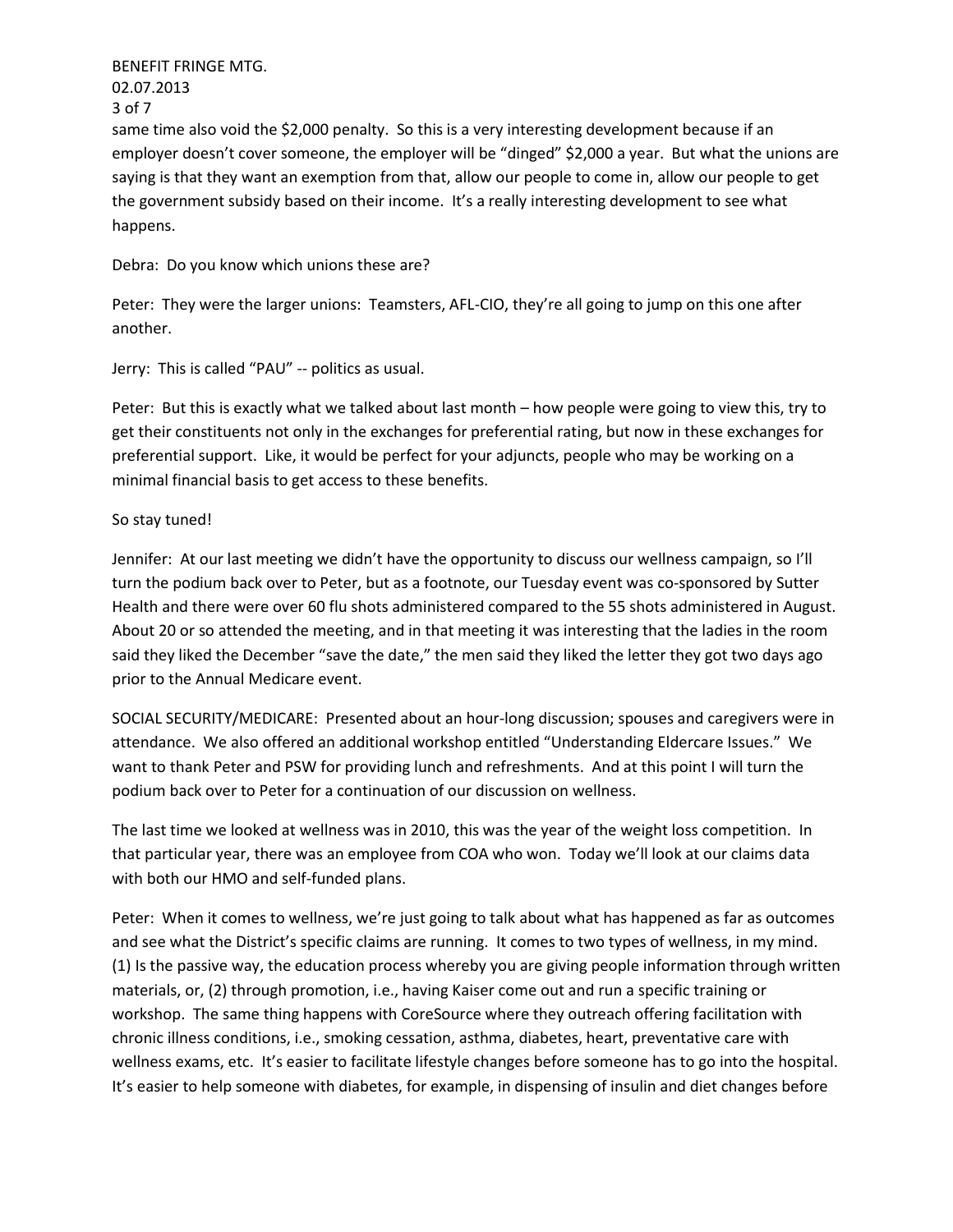same time also void the $2,000 penalty. So this is a very interesting development because if an employer doesn't cover someone, the employer will be "dinged" $2,000 a year. But what the unions are saying is that they want an exemption from that, allow our people to come in, allow our people to get the government subsidy based on their income. It's a really interesting development to see what happens.

Debra: Do you know which unions these are?

Peter: They were the larger unions: Teamsters, AFL-CIO, they're all going to jump on this one after another.

Jerry: This is called "PAU" -- politics as usual.

Peter: But this is exactly what we talked about last month – how people were going to view this, try to get their constituents not only in the exchanges for preferential rating, but now in these exchanges for preferential support. Like, it would be perfect for your adjuncts, people who may be working on a minimal financial basis to get access to these benefits.

So stay tuned!

Jennifer: At our last meeting we didn't have the opportunity to discuss our wellness campaign, so I'll turn the podium back over to Peter, but as a footnote, our Tuesday event was co-sponsored by Sutter Health and there were over 60 flu shots administered compared to the 55 shots administered in August. About 20 or so attended the meeting, and in that meeting it was interesting that the ladies in the room said they liked the December "save the date," the men said they liked the letter they got two days ago prior to the Annual Medicare event.

SOCIAL SECURITY/MEDICARE: Presented about an hour-long discussion; spouses and caregivers were in attendance. We also offered an additional workshop entitled "Understanding Eldercare Issues." We want to thank Peter and PSW for providing lunch and refreshments. And at this point I will turn the podium back over to Peter for a continuation of our discussion on wellness.

The last time we looked at wellness was in 2010, this was the year of the weight loss competition. In that particular year, there was an employee from COA who won. Today we'll look at our claims data with both our HMO and self-funded plans.

Peter: When it comes to wellness, we're just going to talk about what has happened as far as outcomes and see what the District's specific claims are running. It comes to two types of wellness, in my mind. (1) Is the passive way, the education process whereby you are giving people information through written materials, or, (2) through promotion, i.e., having Kaiser come out and run a specific training or workshop. The same thing happens with CoreSource where they outreach offering facilitation with chronic illness conditions, i.e., smoking cessation, asthma, diabetes, heart, preventative care with wellness exams, etc. It's easier to facilitate lifestyle changes before someone has to go into the hospital. It's easier to help someone with diabetes, for example, in dispensing of insulin and diet changes before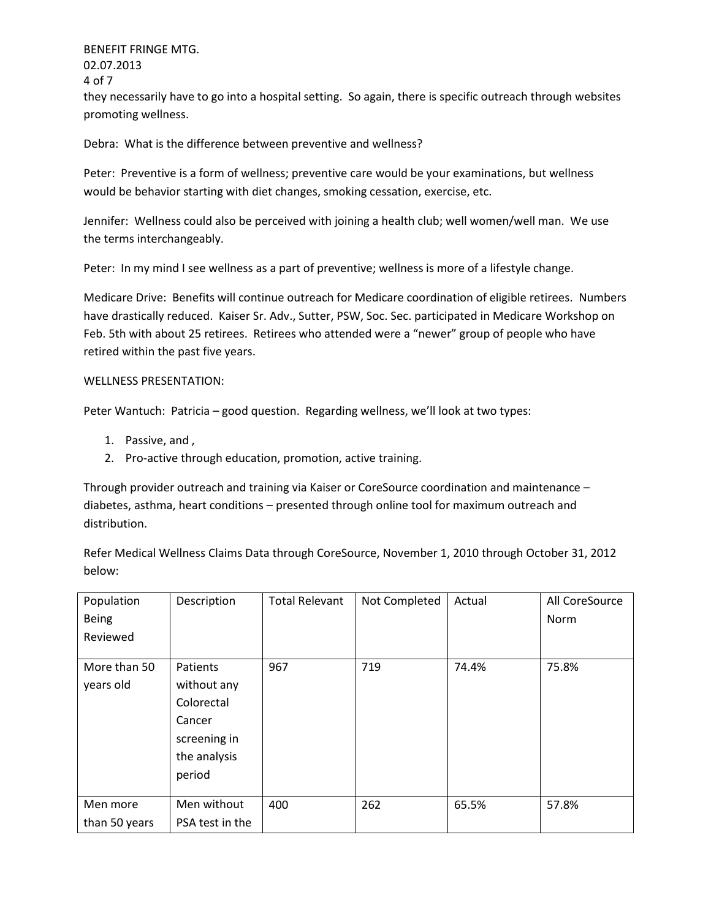they necessarily have to go into a hospital setting. So again, there is specific outreach through websites promoting wellness.

Debra: What is the difference between preventive and wellness?

Peter: Preventive is a form of wellness; preventive care would be your examinations, but wellness would be behavior starting with diet changes, smoking cessation, exercise, etc.

Jennifer: Wellness could also be perceived with joining a health club; well women/well man. We use the terms interchangeably.

Peter: In my mind I see wellness as a part of preventive; wellness is more of a lifestyle change.

Medicare Drive: Benefits will continue outreach for Medicare coordination of eligible retirees. Numbers have drastically reduced. Kaiser Sr. Adv., Sutter, PSW, Soc. Sec. participated in Medicare Workshop on Feb. 5th with about 25 retirees. Retirees who attended were a "newer" group of people who have retired within the past five years.

WELLNESS PRESENTATION:

Peter Wantuch: Patricia – good question. Regarding wellness, we'll look at two types:

1. Passive, and ,
2. Pro-active through education, promotion, active training.

Through provider outreach and training via Kaiser or CoreSource coordination and maintenance – diabetes, asthma, heart conditions – presented through online tool for maximum outreach and distribution.

Refer Medical Wellness Claims Data through CoreSource, November 1, 2010 through October 31, 2012 below:

| Population Being Reviewed | Description | Total Relevant | Not Completed | Actual | All CoreSource Norm |
|---|---|---|---|---|---|
| More than 50 years old | Patients without any Colorectal Cancer screening in the analysis period | 967 | 719 | 74.4% | 75.8% |
| Men more than 50 years | Men without PSA test in the | 400 | 262 | 65.5% | 57.8% |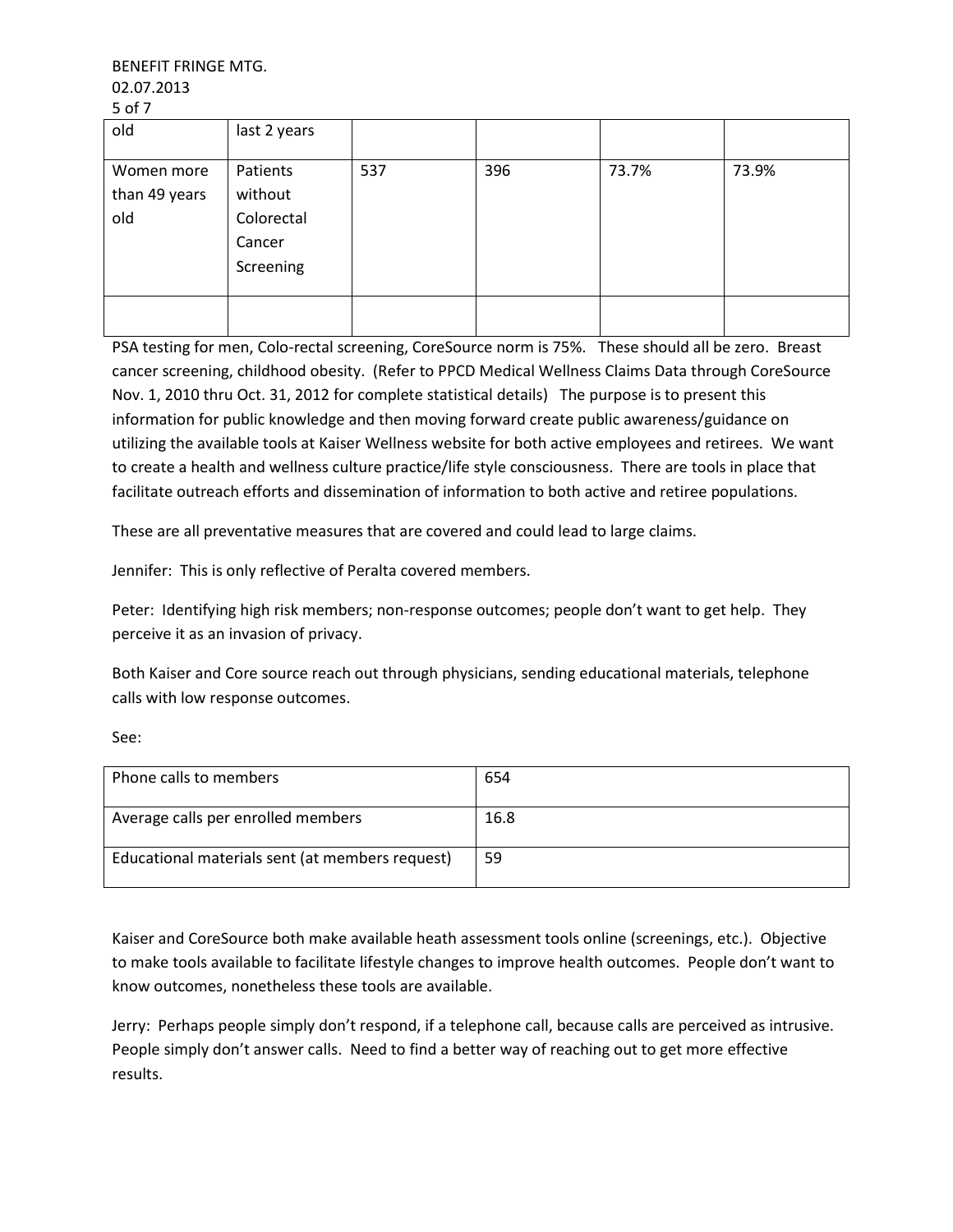| | | | | | |
|---|---|---|---|---|---|
| old | last 2 years | | | | |
| Women more than 49 years old | Patients without Colorectal Cancer Screening | 537 | 396 | 73.7% | 73.9% |
| | | | | | |

PSA testing for men, Colo-rectal screening, CoreSource norm is 75%. These should all be zero. Breast cancer screening, childhood obesity. (Refer to PPCD Medical Wellness Claims Data through CoreSource Nov. 1, 2010 thru Oct. 31, 2012 for complete statistical details) The purpose is to present this information for public knowledge and then moving forward create public awareness/guidance on utilizing the available tools at Kaiser Wellness website for both active employees and retirees. We want to create a health and wellness culture practice/life style consciousness. There are tools in place that facilitate outreach efforts and dissemination of information to both active and retiree populations.

These are all preventative measures that are covered and could lead to large claims.

Jennifer: This is only reflective of Peralta covered members.

Peter: Identifying high risk members; non-response outcomes; people don't want to get help. They perceive it as an invasion of privacy.

Both Kaiser and Core source reach out through physicians, sending educational materials, telephone calls with low response outcomes.

See:

| | |
|---|---|
| Phone calls to members | 654 |
| Average calls per enrolled members | 16.8 |
| Educational materials sent (at members request) | 59 |

Kaiser and CoreSource both make available heath assessment tools online (screenings, etc.). Objective to make tools available to facilitate lifestyle changes to improve health outcomes. People don't want to know outcomes, nonetheless these tools are available.

Jerry: Perhaps people simply don't respond, if a telephone call, because calls are perceived as intrusive. People simply don't answer calls. Need to find a better way of reaching out to get more effective results.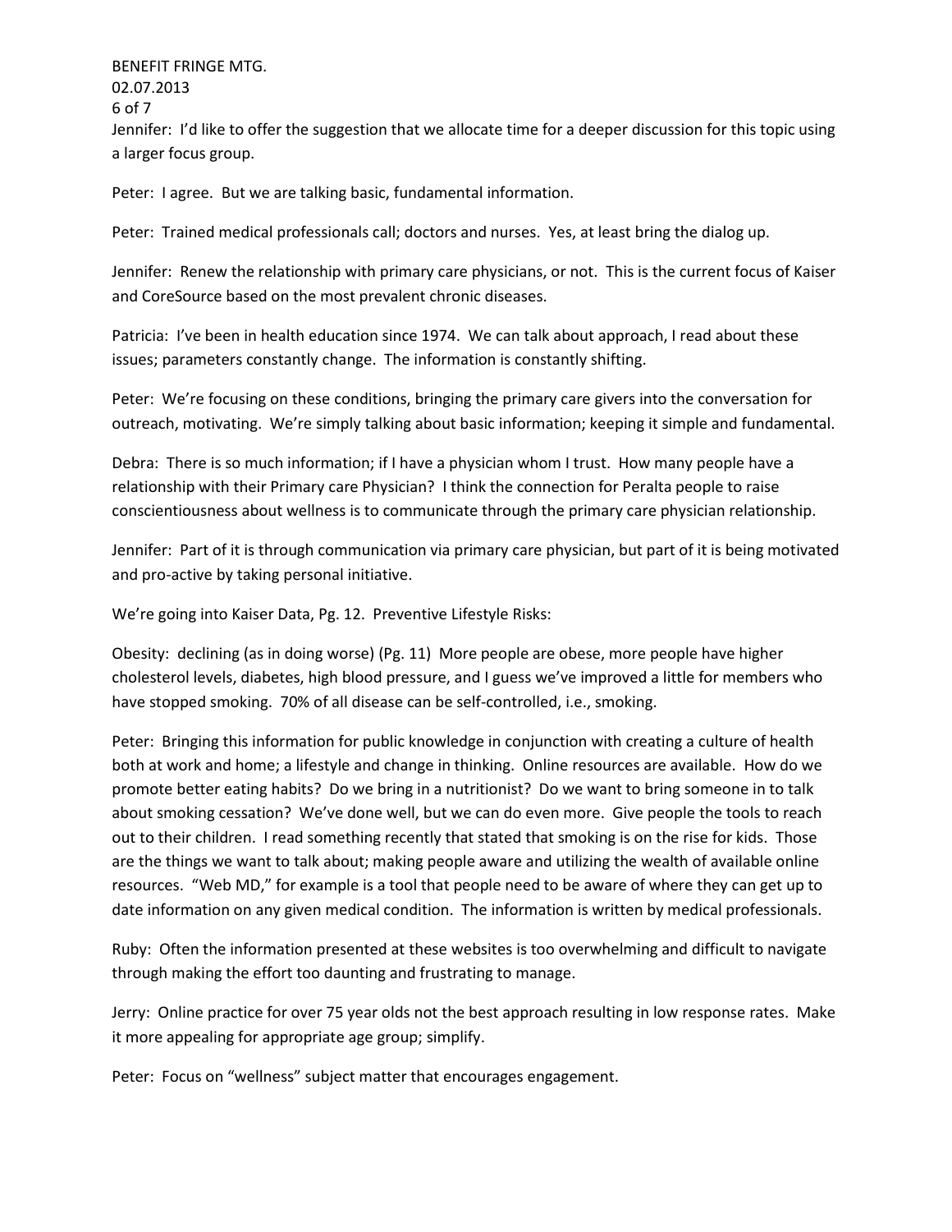Jennifer: I'd like to offer the suggestion that we allocate time for a deeper discussion for this topic using a larger focus group.

Peter: I agree. But we are talking basic, fundamental information.

Peter: Trained medical professionals call; doctors and nurses. Yes, at least bring the dialog up.

Jennifer: Renew the relationship with primary care physicians, or not. This is the current focus of Kaiser and CoreSource based on the most prevalent chronic diseases.

Patricia: I've been in health education since 1974. We can talk about approach, I read about these issues; parameters constantly change. The information is constantly shifting.

Peter: We're focusing on these conditions, bringing the primary care givers into the conversation for outreach, motivating. We're simply talking about basic information; keeping it simple and fundamental.

Debra: There is so much information; if I have a physician whom I trust. How many people have a relationship with their Primary care Physician? I think the connection for Peralta people to raise conscientiousness about wellness is to communicate through the primary care physician relationship.

Jennifer: Part of it is through communication via primary care physician, but part of it is being motivated and pro-active by taking personal initiative.

We're going into Kaiser Data, Pg. 12. Preventive Lifestyle Risks:

Obesity: declining (as in doing worse) (Pg. 11) More people are obese, more people have higher cholesterol levels, diabetes, high blood pressure, and I guess we've improved a little for members who have stopped smoking. 70% of all disease can be self-controlled, i.e., smoking.

Peter: Bringing this information for public knowledge in conjunction with creating a culture of health both at work and home; a lifestyle and change in thinking. Online resources are available. How do we promote better eating habits? Do we bring in a nutritionist? Do we want to bring someone in to talk about smoking cessation? We've done well, but we can do even more. Give people the tools to reach out to their children. I read something recently that stated that smoking is on the rise for kids. Those are the things we want to talk about; making people aware and utilizing the wealth of available online resources. "Web MD," for example is a tool that people need to be aware of where they can get up to date information on any given medical condition. The information is written by medical professionals.

Ruby: Often the information presented at these websites is too overwhelming and difficult to navigate through making the effort too daunting and frustrating to manage.

Jerry: Online practice for over 75 year olds not the best approach resulting in low response rates. Make it more appealing for appropriate age group; simplify.

Peter: Focus on "wellness" subject matter that encourages engagement.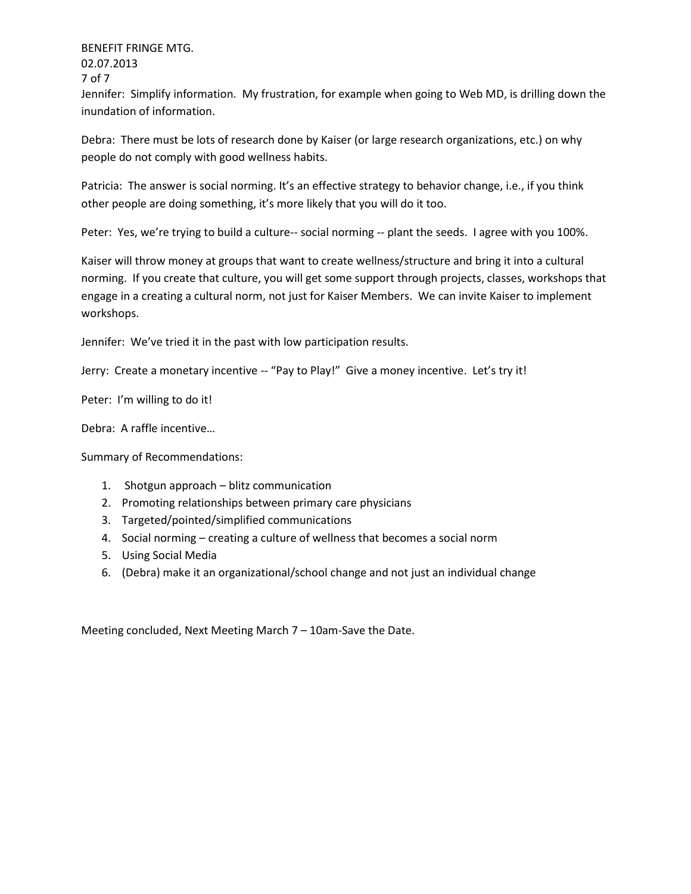Jennifer: Simplify information. My frustration, for example when going to Web MD, is drilling down the inundation of information.

Debra: There must be lots of research done by Kaiser (or large research organizations, etc.) on why people do not comply with good wellness habits.

Patricia: The answer is social norming. It's an effective strategy to behavior change, i.e., if you think other people are doing something, it's more likely that you will do it too.

Peter: Yes, we're trying to build a culture-- social norming -- plant the seeds. I agree with you 100%.

Kaiser will throw money at groups that want to create wellness/structure and bring it into a cultural norming. If you create that culture, you will get some support through projects, classes, workshops that engage in a creating a cultural norm, not just for Kaiser Members. We can invite Kaiser to implement workshops.

Jennifer: We've tried it in the past with low participation results.

Jerry: Create a monetary incentive -- "Pay to Play!" Give a money incentive. Let's try it!

Peter: I'm willing to do it!

Debra: A raffle incentive…

Summary of Recommendations:

1. Shotgun approach – blitz communication
2. Promoting relationships between primary care physicians
3. Targeted/pointed/simplified communications
4. Social norming – creating a culture of wellness that becomes a social norm
5. Using Social Media
6. (Debra) make it an organizational/school change and not just an individual change

Meeting concluded, Next Meeting March 7 – 10am-Save the Date.